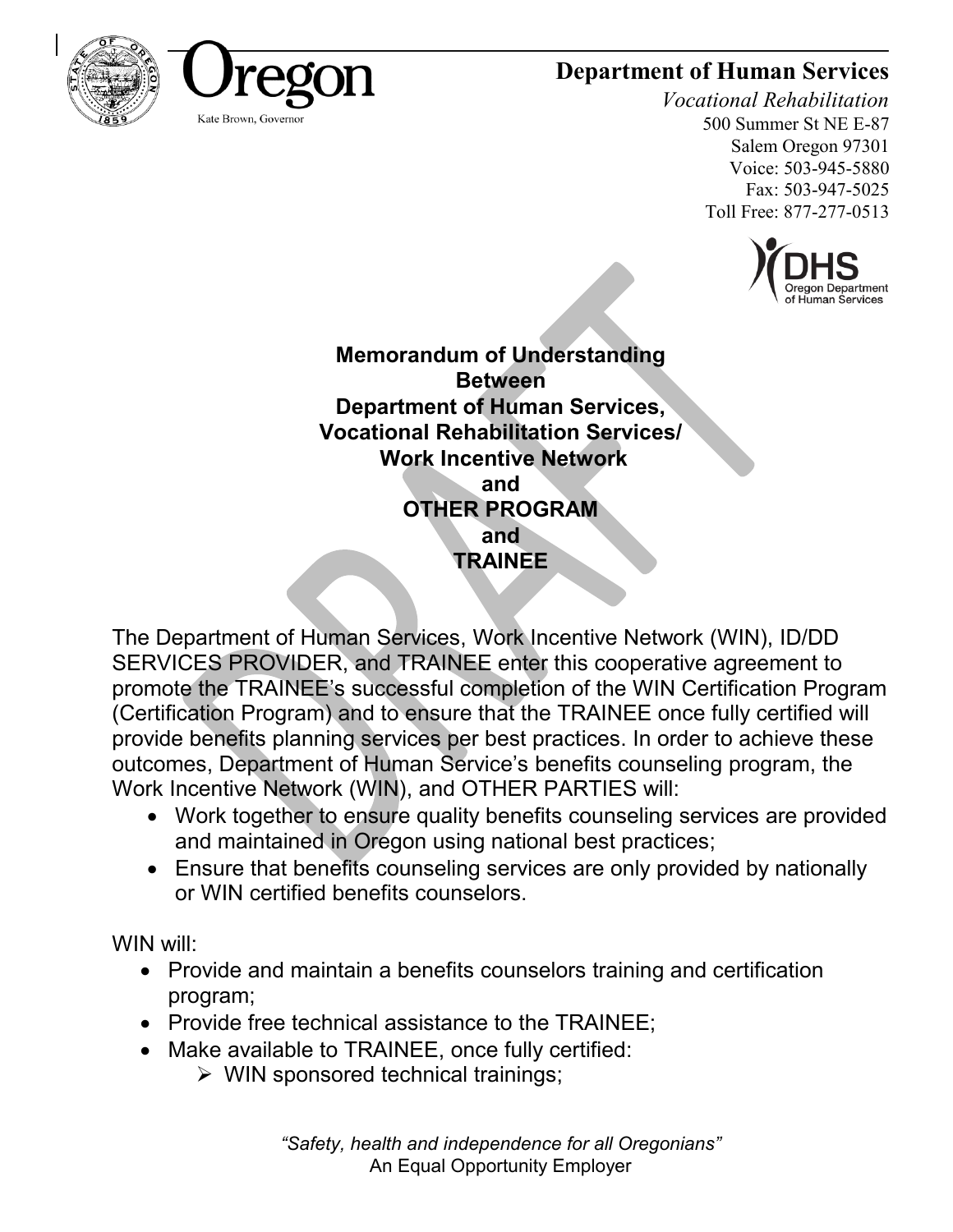Oregon

Kate Brown, Governor

**Department of Human Services**

*Vocational Rehabilitation*

500 Summer St NE E-87
Salem Oregon 97301
Voice: 503-945-5880
Fax: 503-947-5025
Toll Free: 877-277-0513

DHS Oregon Department of Human Services

**Memorandum of Understanding**
**Between**
**Department of Human Services,**
**Vocational Rehabilitation Services/**
**Work Incentive Network**
**and**
**OTHER PROGRAM**
**and**
**TRAINEE**

The Department of Human Services, Work Incentive Network (WIN), ID/DD SERVICES PROVIDER, and TRAINEE enter this cooperative agreement to promote the TRAINEE's successful completion of the WIN Certification Program (Certification Program) and to ensure that the TRAINEE once fully certified will provide benefits planning services per best practices. In order to achieve these outcomes, Department of Human Service's benefits counseling program, the Work Incentive Network (WIN), and OTHER PARTIES will:

- Work together to ensure quality benefits counseling services are provided and maintained in Oregon using national best practices;
- Ensure that benefits counseling services are only provided by nationally or WIN certified benefits counselors.

WIN will:

- Provide and maintain a benefits counselors training and certification program;
- Provide free technical assistance to the TRAINEE;
- Make available to TRAINEE, once fully certified:
  - WIN sponsored technical trainings;

*"Safety, health and independence for all Oregonians"*
An Equal Opportunity Employer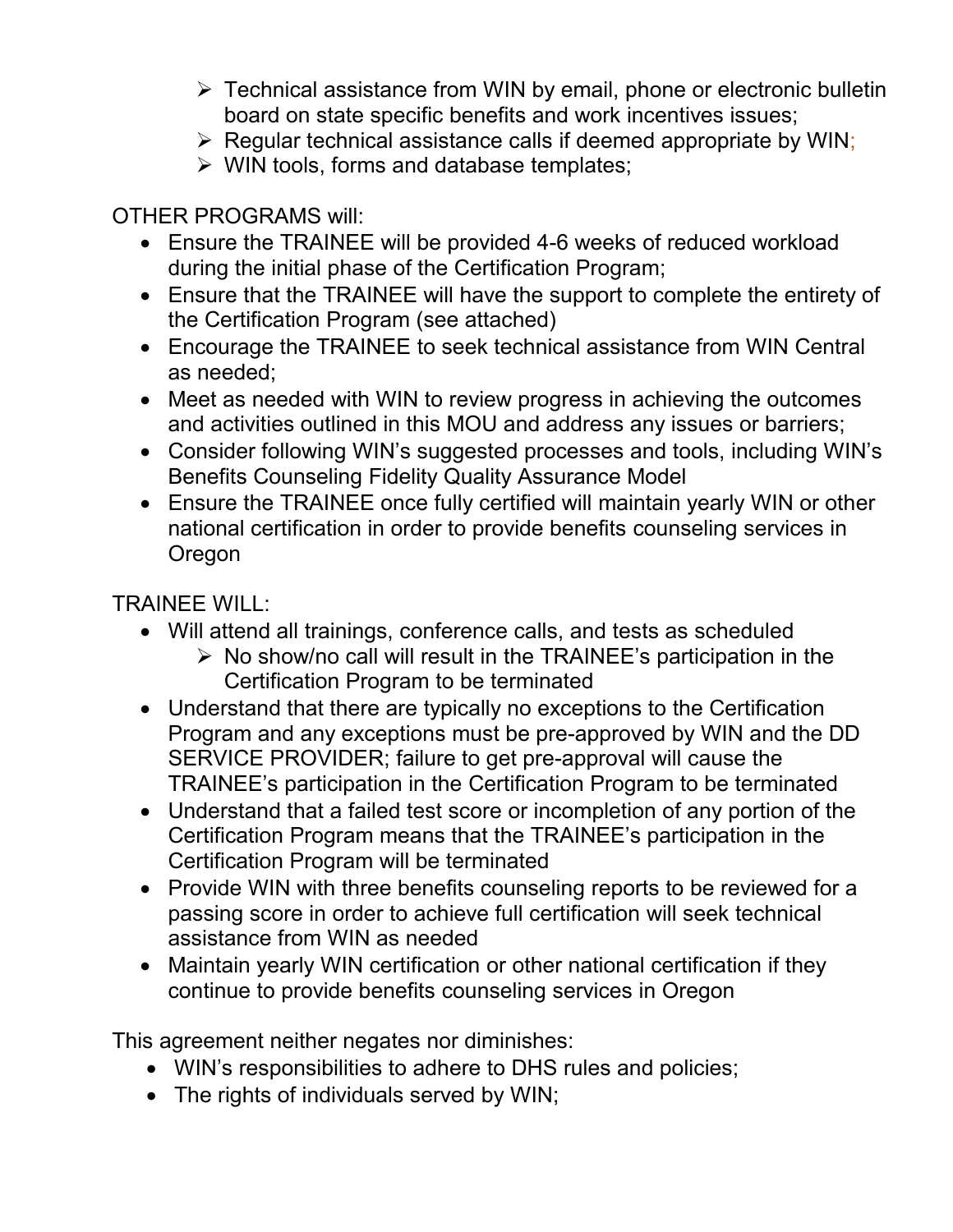- Technical assistance from WIN by email, phone or electronic bulletin board on state specific benefits and work incentives issues;
  - Regular technical assistance calls if deemed appropriate by WIN;
  - WIN tools, forms and database templates;

OTHER PROGRAMS will:

- Ensure the TRAINEE will be provided 4-6 weeks of reduced workload during the initial phase of the Certification Program;
- Ensure that the TRAINEE will have the support to complete the entirety of the Certification Program (see attached)
- Encourage the TRAINEE to seek technical assistance from WIN Central as needed;
- Meet as needed with WIN to review progress in achieving the outcomes and activities outlined in this MOU and address any issues or barriers;
- Consider following WIN's suggested processes and tools, including WIN's Benefits Counseling Fidelity Quality Assurance Model
- Ensure the TRAINEE once fully certified will maintain yearly WIN or other national certification in order to provide benefits counseling services in Oregon

TRAINEE WILL:

- Will attend all trainings, conference calls, and tests as scheduled
  - No show/no call will result in the TRAINEE's participation in the Certification Program to be terminated
- Understand that there are typically no exceptions to the Certification Program and any exceptions must be pre-approved by WIN and the DD SERVICE PROVIDER; failure to get pre-approval will cause the TRAINEE's participation in the Certification Program to be terminated
- Understand that a failed test score or incompletion of any portion of the Certification Program means that the TRAINEE's participation in the Certification Program will be terminated
- Provide WIN with three benefits counseling reports to be reviewed for a passing score in order to achieve full certification will seek technical assistance from WIN as needed
- Maintain yearly WIN certification or other national certification if they continue to provide benefits counseling services in Oregon

This agreement neither negates nor diminishes:

- WIN's responsibilities to adhere to DHS rules and policies;
- The rights of individuals served by WIN;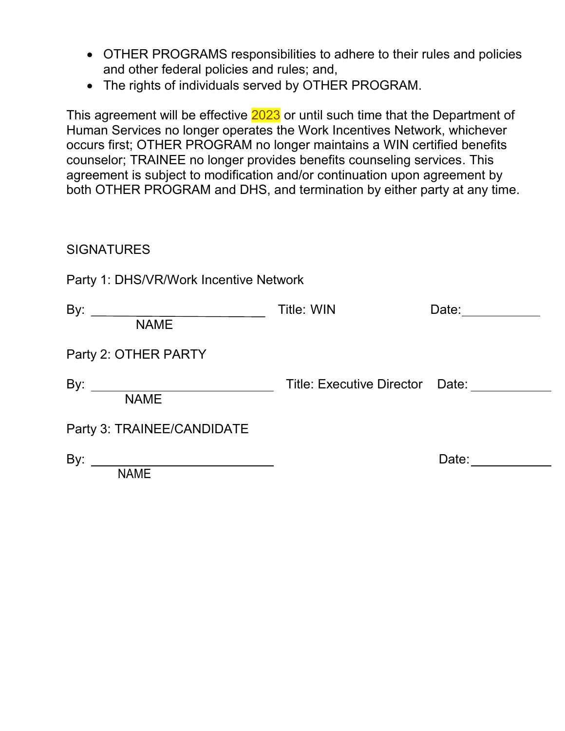- OTHER PROGRAMS responsibilities to adhere to their rules and policies and other federal policies and rules; and,
- The rights of individuals served by OTHER PROGRAM.

This agreement will be effective 2023 or until such time that the Department of Human Services no longer operates the Work Incentives Network, whichever occurs first; OTHER PROGRAM no longer maintains a WIN certified benefits counselor; TRAINEE no longer provides benefits counseling services. This agreement is subject to modification and/or continuation upon agreement by both OTHER PROGRAM and DHS, and termination by either party at any time.

SIGNATURES

Party 1: DHS/VR/Work Incentive Network

By: ______________________ Title: WIN Date: __________
NAME

Party 2: OTHER PARTY

By: ______________________ Title: Executive Director Date: __________
NAME

Party 3: TRAINEE/CANDIDATE

By: ______________________ Date: __________
NAME